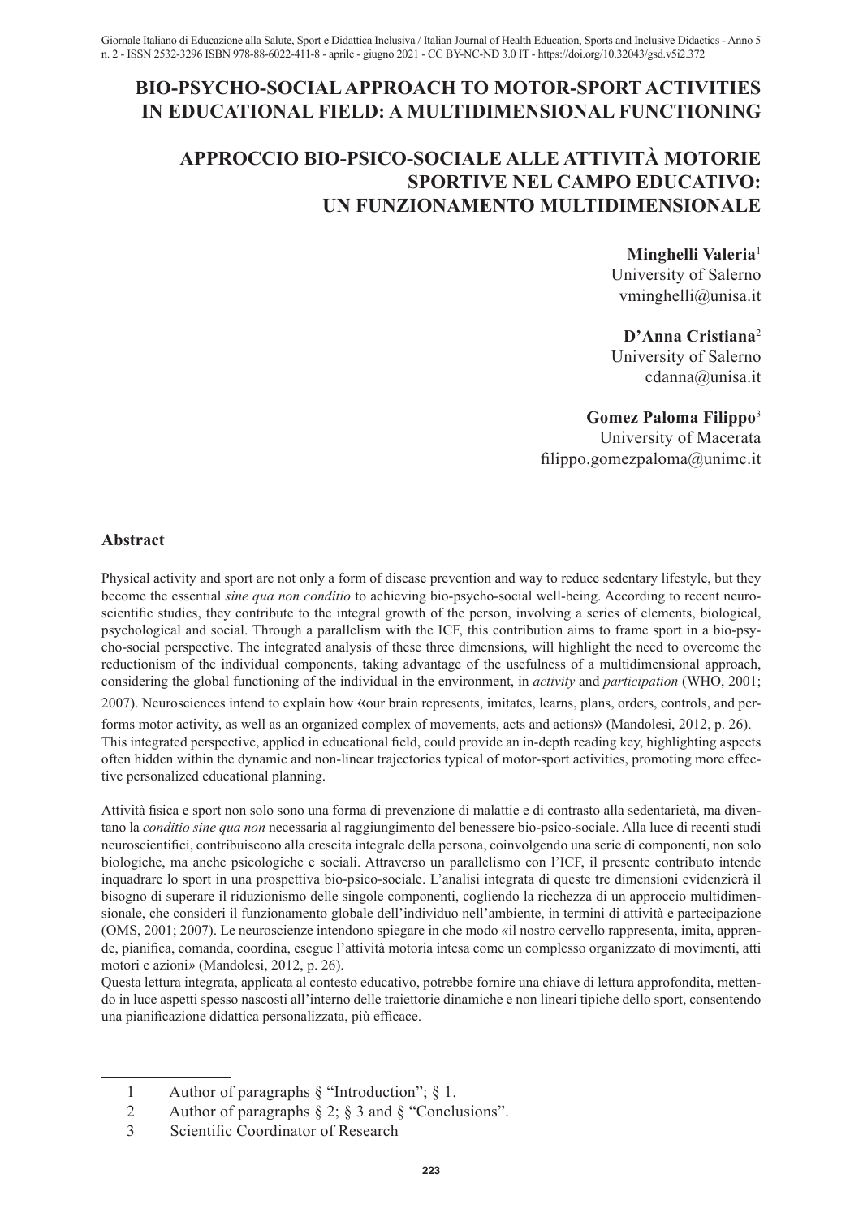# BIO-PSYCHO-SOCIAL APPROACH TO MOTOR-SPORT ACTIVITIES IN EDUCATIONAL FIELD: A MULTIDIMENSIONAL FUNCTIONING

# APPROCCIO BIO-PSICO-SOCIALE ALLE ATTIVITÀ MOTORIE SPORTIVE NEL CAMPO EDUCATIVO: UN FUNZIONAMENTO MULTIDIMENSIONALE

**Minghelli Valeria**[1]
University of Salerno
vminghelli@unisa.it

**D'Anna Cristiana**[2]
University of Salerno
cdanna@unisa.it

**Gomez Paloma Filippo**[3]
University of Macerata
filippo.gomezpaloma@unimc.it

## Abstract

Physical activity and sport are not only a form of disease prevention and way to reduce sedentary lifestyle, but they become the essential *sine qua non conditio* to achieving bio-psycho-social well-being. According to recent neuroscientific studies, they contribute to the integral growth of the person, involving a series of elements, biological, psychological and social. Through a parallelism with the ICF, this contribution aims to frame sport in a bio-psycho-social perspective. The integrated analysis of these three dimensions, will highlight the need to overcome the reductionism of the individual components, taking advantage of the usefulness of a multidimensional approach, considering the global functioning of the individual in the environment, in *activity* and *participation* (WHO, 2001; 2007). Neurosciences intend to explain how «our brain represents, imitates, learns, plans, orders, controls, and performs motor activity, as well as an organized complex of movements, acts and actions» (Mandolesi, 2012, p. 26). This integrated perspective, applied in educational field, could provide an in-depth reading key, highlighting aspects often hidden within the dynamic and non-linear trajectories typical of motor-sport activities, promoting more effective personalized educational planning.

Attività fisica e sport non solo sono una forma di prevenzione di malattie e di contrasto alla sedentarietà, ma diventano la *conditio sine qua non* necessaria al raggiungimento del benessere bio-psico-sociale. Alla luce di recenti studi neuroscientifici, contribuiscono alla crescita integrale della persona, coinvolgendo una serie di componenti, non solo biologiche, ma anche psicologiche e sociali. Attraverso un parallelismo con l'ICF, il presente contributo intende inquadrare lo sport in una prospettiva bio-psico-sociale. L'analisi integrata di queste tre dimensioni evidenzierà il bisogno di superare il riduzionismo delle singole componenti, cogliendo la ricchezza di un approccio multidimensionale, che consideri il funzionamento globale dell'individuo nell'ambiente, in termini di attività e partecipazione (OMS, 2001; 2007). Le neuroscienze intendono spiegare in che modo «il nostro cervello rappresenta, imita, apprende, pianifica, comanda, coordina, esegue l'attività motoria intesa come un complesso organizzato di movimenti, atti motori e azioni» (Mandolesi, 2012, p. 26).
Questa lettura integrata, applicata al contesto educativo, potrebbe fornire una chiave di lettura approfondita, mettendo in luce aspetti spesso nascosti all'interno delle traiettorie dinamiche e non lineari tipiche dello sport, consentendo una pianificazione didattica personalizzata, più efficace.

---

1 Author of paragraphs § "Introduction"; § 1.
2 Author of paragraphs § 2; § 3 and § "Conclusions".
3 Scientific Coordinator of Research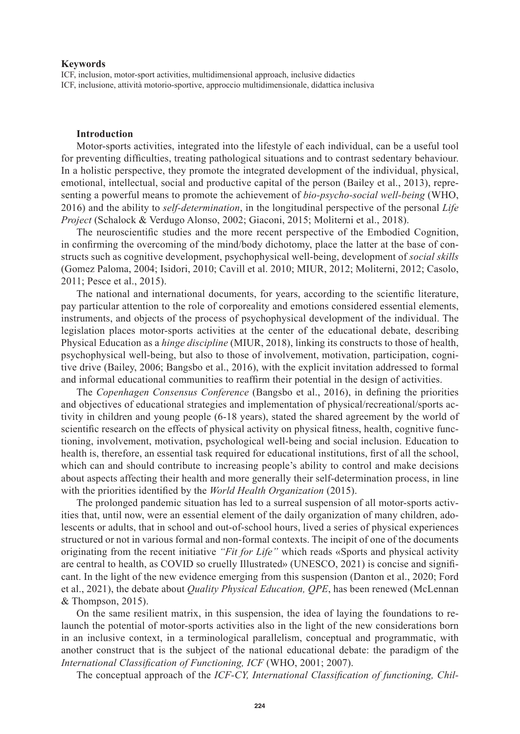**Keywords**

ICF, inclusion, motor-sport activities, multidimensional approach, inclusive didactics
ICF, inclusione, attività motorio-sportive, approccio multidimensionale, didattica inclusiva

## Introduction

Motor-sports activities, integrated into the lifestyle of each individual, can be a useful tool for preventing difficulties, treating pathological situations and to contrast sedentary behaviour. In a holistic perspective, they promote the integrated development of the individual, physical, emotional, intellectual, social and productive capital of the person (Bailey et al., 2013), representing a powerful means to promote the achievement of *bio-psycho-social well-being* (WHO, 2016) and the ability to *self-determination*, in the longitudinal perspective of the personal *Life Project* (Schalock & Verdugo Alonso, 2002; Giaconi, 2015; Moliterni et al., 2018).

The neuroscientific studies and the more recent perspective of the Embodied Cognition, in confirming the overcoming of the mind/body dichotomy, place the latter at the base of constructs such as cognitive development, psychophysical well-being, development of *social skills* (Gomez Paloma, 2004; Isidori, 2010; Cavill et al. 2010; MIUR, 2012; Moliterni, 2012; Casolo, 2011; Pesce et al., 2015).

The national and international documents, for years, according to the scientific literature, pay particular attention to the role of corporeality and emotions considered essential elements, instruments, and objects of the process of psychophysical development of the individual. The legislation places motor-sports activities at the center of the educational debate, describing Physical Education as a *hinge discipline* (MIUR, 2018), linking its constructs to those of health, psychophysical well-being, but also to those of involvement, motivation, participation, cognitive drive (Bailey, 2006; Bangsbo et al., 2016), with the explicit invitation addressed to formal and informal educational communities to reaffirm their potential in the design of activities.

The *Copenhagen Consensus Conference* (Bangsbo et al., 2016), in defining the priorities and objectives of educational strategies and implementation of physical/recreational/sports activity in children and young people (6-18 years), stated the shared agreement by the world of scientific research on the effects of physical activity on physical fitness, health, cognitive functioning, involvement, motivation, psychological well-being and social inclusion. Education to health is, therefore, an essential task required for educational institutions, first of all the school, which can and should contribute to increasing people's ability to control and make decisions about aspects affecting their health and more generally their self-determination process, in line with the priorities identified by the *World Health Organization* (2015).

The prolonged pandemic situation has led to a surreal suspension of all motor-sports activities that, until now, were an essential element of the daily organization of many children, adolescents or adults, that in school and out-of-school hours, lived a series of physical experiences structured or not in various formal and non-formal contexts. The incipit of one of the documents originating from the recent initiative *"Fit for Life"* which reads «Sports and physical activity are central to health, as COVID so cruelly Illustrated» (UNESCO, 2021) is concise and significant. In the light of the new evidence emerging from this suspension (Danton et al., 2020; Ford et al., 2021), the debate about *Quality Physical Education, QPE*, has been renewed (McLennan & Thompson, 2015).

On the same resilient matrix, in this suspension, the idea of laying the foundations to relaunch the potential of motor-sports activities also in the light of the new considerations born in an inclusive context, in a terminological parallelism, conceptual and programmatic, with another construct that is the subject of the national educational debate: the paradigm of the *International Classification of Functioning, ICF* (WHO, 2001; 2007).

The conceptual approach of the *ICF-CY, International Classification of functioning, Chil-*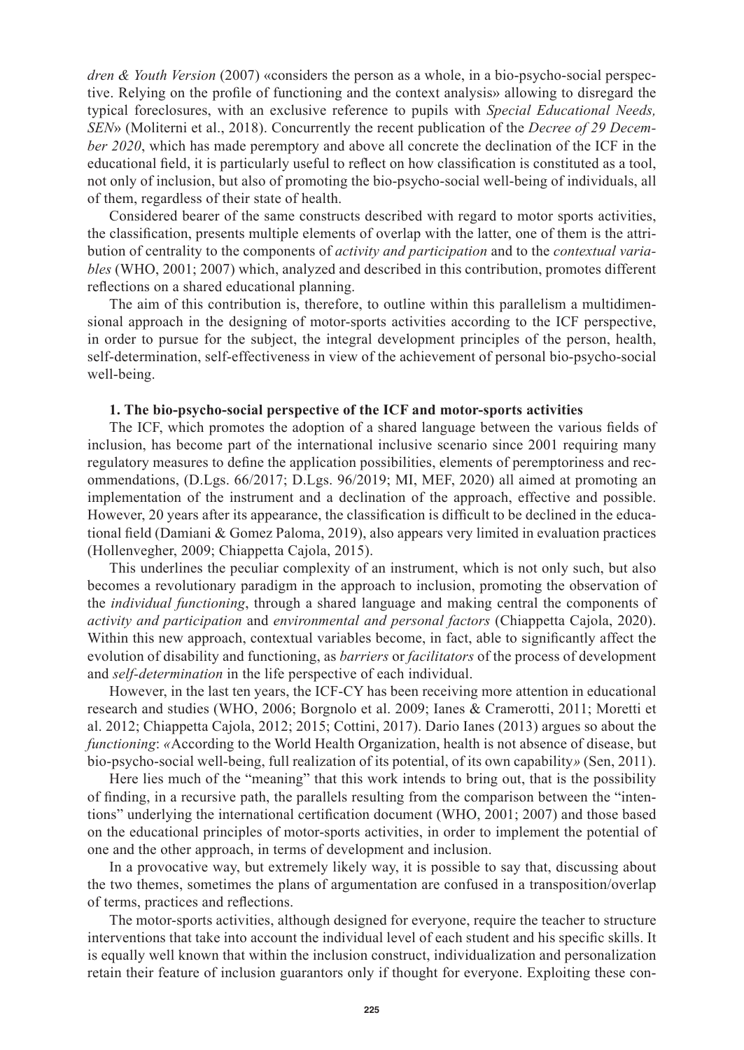*dren & Youth Version* (2007) «considers the person as a whole, in a bio-psycho-social perspective. Relying on the profile of functioning and the context analysis» allowing to disregard the typical foreclosures, with an exclusive reference to pupils with *Special Educational Needs, SEN*» (Moliterni et al., 2018). Concurrently the recent publication of the *Decree of 29 December 2020*, which has made peremptory and above all concrete the declination of the ICF in the educational field, it is particularly useful to reflect on how classification is constituted as a tool, not only of inclusion, but also of promoting the bio-psycho-social well-being of individuals, all of them, regardless of their state of health.

Considered bearer of the same constructs described with regard to motor sports activities, the classification, presents multiple elements of overlap with the latter, one of them is the attribution of centrality to the components of *activity and participation* and to the *contextual variables* (WHO, 2001; 2007) which, analyzed and described in this contribution, promotes different reflections on a shared educational planning.

The aim of this contribution is, therefore, to outline within this parallelism a multidimensional approach in the designing of motor-sports activities according to the ICF perspective, in order to pursue for the subject, the integral development principles of the person, health, self-determination, self-effectiveness in view of the achievement of personal bio-psycho-social well-being.

## 1. The bio-psycho-social perspective of the ICF and motor-sports activities

The ICF, which promotes the adoption of a shared language between the various fields of inclusion, has become part of the international inclusive scenario since 2001 requiring many regulatory measures to define the application possibilities, elements of peremptoriness and recommendations, (D.Lgs. 66/2017; D.Lgs. 96/2019; MI, MEF, 2020) all aimed at promoting an implementation of the instrument and a declination of the approach, effective and possible. However, 20 years after its appearance, the classification is difficult to be declined in the educational field (Damiani & Gomez Paloma, 2019), also appears very limited in evaluation practices (Hollenvegher, 2009; Chiappetta Cajola, 2015).

This underlines the peculiar complexity of an instrument, which is not only such, but also becomes a revolutionary paradigm in the approach to inclusion, promoting the observation of the *individual functioning*, through a shared language and making central the components of *activity and participation* and *environmental and personal factors* (Chiappetta Cajola, 2020). Within this new approach, contextual variables become, in fact, able to significantly affect the evolution of disability and functioning, as *barriers* or *facilitators* of the process of development and *self-determination* in the life perspective of each individual.

However, in the last ten years, the ICF-CY has been receiving more attention in educational research and studies (WHO, 2006; Borgnolo et al. 2009; Ianes & Cramerotti, 2011; Moretti et al. 2012; Chiappetta Cajola, 2012; 2015; Cottini, 2017). Dario Ianes (2013) argues so about the *functioning*: *«*According to the World Health Organization, health is not absence of disease, but bio-psycho-social well-being, full realization of its potential, of its own capability*»* (Sen, 2011).

Here lies much of the "meaning" that this work intends to bring out, that is the possibility of finding, in a recursive path, the parallels resulting from the comparison between the "intentions" underlying the international certification document (WHO, 2001; 2007) and those based on the educational principles of motor-sports activities, in order to implement the potential of one and the other approach, in terms of development and inclusion.

In a provocative way, but extremely likely way, it is possible to say that, discussing about the two themes, sometimes the plans of argumentation are confused in a transposition/overlap of terms, practices and reflections.

The motor-sports activities, although designed for everyone, require the teacher to structure interventions that take into account the individual level of each student and his specific skills. It is equally well known that within the inclusion construct, individualization and personalization retain their feature of inclusion guarantors only if thought for everyone. Exploiting these con-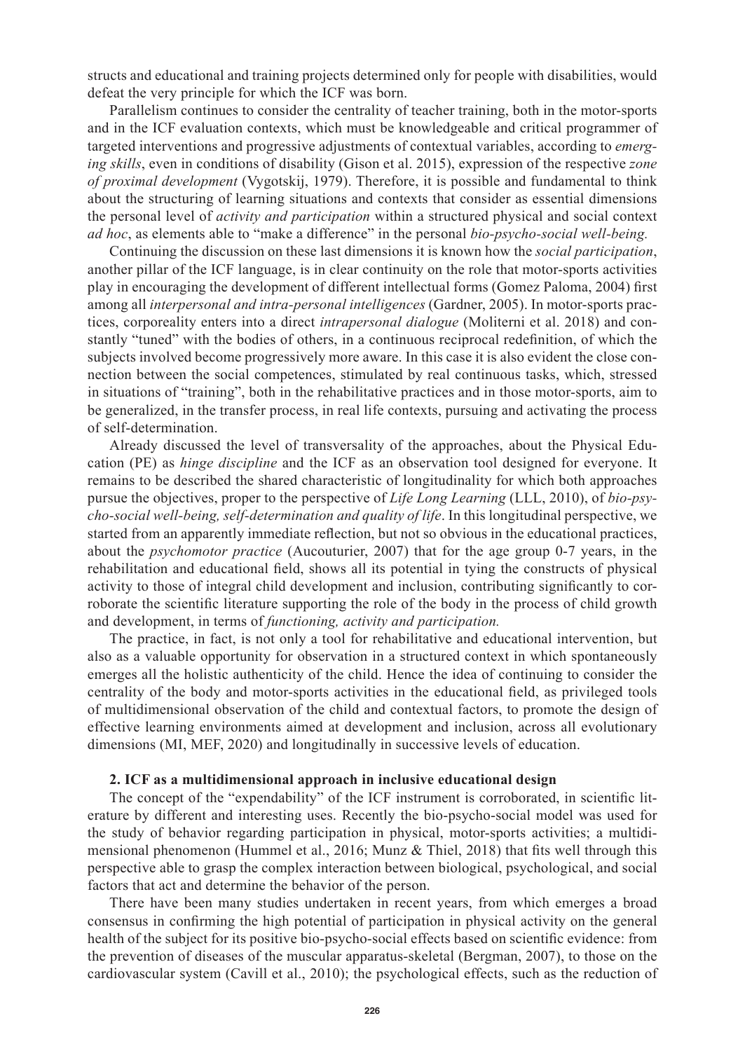structs and educational and training projects determined only for people with disabilities, would defeat the very principle for which the ICF was born.

Parallelism continues to consider the centrality of teacher training, both in the motor-sports and in the ICF evaluation contexts, which must be knowledgeable and critical programmer of targeted interventions and progressive adjustments of contextual variables, according to *emerging skills*, even in conditions of disability (Gison et al. 2015), expression of the respective *zone of proximal development* (Vygotskij, 1979). Therefore, it is possible and fundamental to think about the structuring of learning situations and contexts that consider as essential dimensions the personal level of *activity and participation* within a structured physical and social context *ad hoc*, as elements able to "make a difference" in the personal *bio-psycho-social well-being.*

Continuing the discussion on these last dimensions it is known how the *social participation*, another pillar of the ICF language, is in clear continuity on the role that motor-sports activities play in encouraging the development of different intellectual forms (Gomez Paloma, 2004) first among all *interpersonal and intra-personal intelligences* (Gardner, 2005). In motor-sports practices, corporeality enters into a direct *intrapersonal dialogue* (Moliterni et al. 2018) and constantly "tuned" with the bodies of others, in a continuous reciprocal redefinition, of which the subjects involved become progressively more aware. In this case it is also evident the close connection between the social competences, stimulated by real continuous tasks, which, stressed in situations of "training", both in the rehabilitative practices and in those motor-sports, aim to be generalized, in the transfer process, in real life contexts, pursuing and activating the process of self-determination.

Already discussed the level of transversality of the approaches, about the Physical Education (PE) as *hinge discipline* and the ICF as an observation tool designed for everyone. It remains to be described the shared characteristic of longitudinality for which both approaches pursue the objectives, proper to the perspective of *Life Long Learning* (LLL, 2010), of *bio-psycho-social well-being, self-determination and quality of life*. In this longitudinal perspective, we started from an apparently immediate reflection, but not so obvious in the educational practices, about the *psychomotor practice* (Aucouturier, 2007) that for the age group 0-7 years, in the rehabilitation and educational field, shows all its potential in tying the constructs of physical activity to those of integral child development and inclusion, contributing significantly to corroborate the scientific literature supporting the role of the body in the process of child growth and development, in terms of *functioning, activity and participation.*

The practice, in fact, is not only a tool for rehabilitative and educational intervention, but also as a valuable opportunity for observation in a structured context in which spontaneously emerges all the holistic authenticity of the child. Hence the idea of continuing to consider the centrality of the body and motor-sports activities in the educational field, as privileged tools of multidimensional observation of the child and contextual factors, to promote the design of effective learning environments aimed at development and inclusion, across all evolutionary dimensions (MI, MEF, 2020) and longitudinally in successive levels of education.

## 2. ICF as a multidimensional approach in inclusive educational design

The concept of the "expendability" of the ICF instrument is corroborated, in scientific literature by different and interesting uses. Recently the bio-psycho-social model was used for the study of behavior regarding participation in physical, motor-sports activities; a multidimensional phenomenon (Hummel et al., 2016; Munz & Thiel, 2018) that fits well through this perspective able to grasp the complex interaction between biological, psychological, and social factors that act and determine the behavior of the person.

There have been many studies undertaken in recent years, from which emerges a broad consensus in confirming the high potential of participation in physical activity on the general health of the subject for its positive bio-psycho-social effects based on scientific evidence: from the prevention of diseases of the muscular apparatus-skeletal (Bergman, 2007), to those on the cardiovascular system (Cavill et al., 2010); the psychological effects, such as the reduction of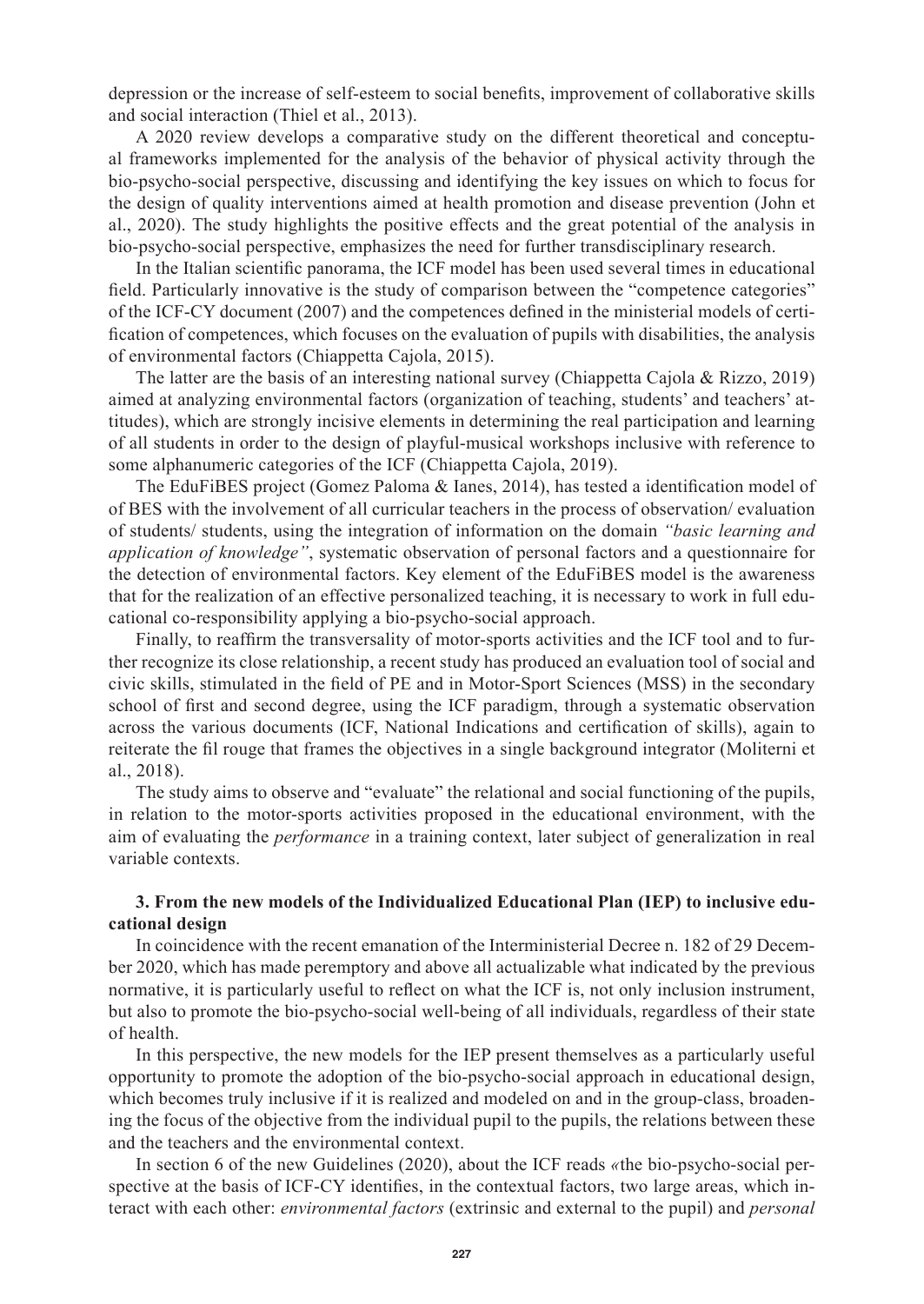depression or the increase of self-esteem to social benefits, improvement of collaborative skills and social interaction (Thiel et al., 2013).

A 2020 review develops a comparative study on the different theoretical and conceptual frameworks implemented for the analysis of the behavior of physical activity through the bio-psycho-social perspective, discussing and identifying the key issues on which to focus for the design of quality interventions aimed at health promotion and disease prevention (John et al., 2020). The study highlights the positive effects and the great potential of the analysis in bio-psycho-social perspective, emphasizes the need for further transdisciplinary research.

In the Italian scientific panorama, the ICF model has been used several times in educational field. Particularly innovative is the study of comparison between the "competence categories" of the ICF-CY document (2007) and the competences defined in the ministerial models of certification of competences, which focuses on the evaluation of pupils with disabilities, the analysis of environmental factors (Chiappetta Cajola, 2015).

The latter are the basis of an interesting national survey (Chiappetta Cajola & Rizzo, 2019) aimed at analyzing environmental factors (organization of teaching, students' and teachers' attitudes), which are strongly incisive elements in determining the real participation and learning of all students in order to the design of playful-musical workshops inclusive with reference to some alphanumeric categories of the ICF (Chiappetta Cajola, 2019).

The EduFiBES project (Gomez Paloma & Ianes, 2014), has tested a identification model of of BES with the involvement of all curricular teachers in the process of observation/ evaluation of students/ students, using the integration of information on the domain *"basic learning and application of knowledge"*, systematic observation of personal factors and a questionnaire for the detection of environmental factors. Key element of the EduFiBES model is the awareness that for the realization of an effective personalized teaching, it is necessary to work in full educational co-responsibility applying a bio-psycho-social approach.

Finally, to reaffirm the transversality of motor-sports activities and the ICF tool and to further recognize its close relationship, a recent study has produced an evaluation tool of social and civic skills, stimulated in the field of PE and in Motor-Sport Sciences (MSS) in the secondary school of first and second degree, using the ICF paradigm, through a systematic observation across the various documents (ICF, National Indications and certification of skills), again to reiterate the fil rouge that frames the objectives in a single background integrator (Moliterni et al., 2018).

The study aims to observe and "evaluate" the relational and social functioning of the pupils, in relation to the motor-sports activities proposed in the educational environment, with the aim of evaluating the *performance* in a training context, later subject of generalization in real variable contexts.

## 3. From the new models of the Individualized Educational Plan (IEP) to inclusive educational design

In coincidence with the recent emanation of the Interministerial Decree n. 182 of 29 December 2020, which has made peremptory and above all actualizable what indicated by the previous normative, it is particularly useful to reflect on what the ICF is, not only inclusion instrument, but also to promote the bio-psycho-social well-being of all individuals, regardless of their state of health.

In this perspective, the new models for the IEP present themselves as a particularly useful opportunity to promote the adoption of the bio-psycho-social approach in educational design, which becomes truly inclusive if it is realized and modeled on and in the group-class, broadening the focus of the objective from the individual pupil to the pupils, the relations between these and the teachers and the environmental context.

In section 6 of the new Guidelines (2020), about the ICF reads «the bio-psycho-social perspective at the basis of ICF-CY identifies, in the contextual factors, two large areas, which interact with each other: *environmental factors* (extrinsic and external to the pupil) and *personal*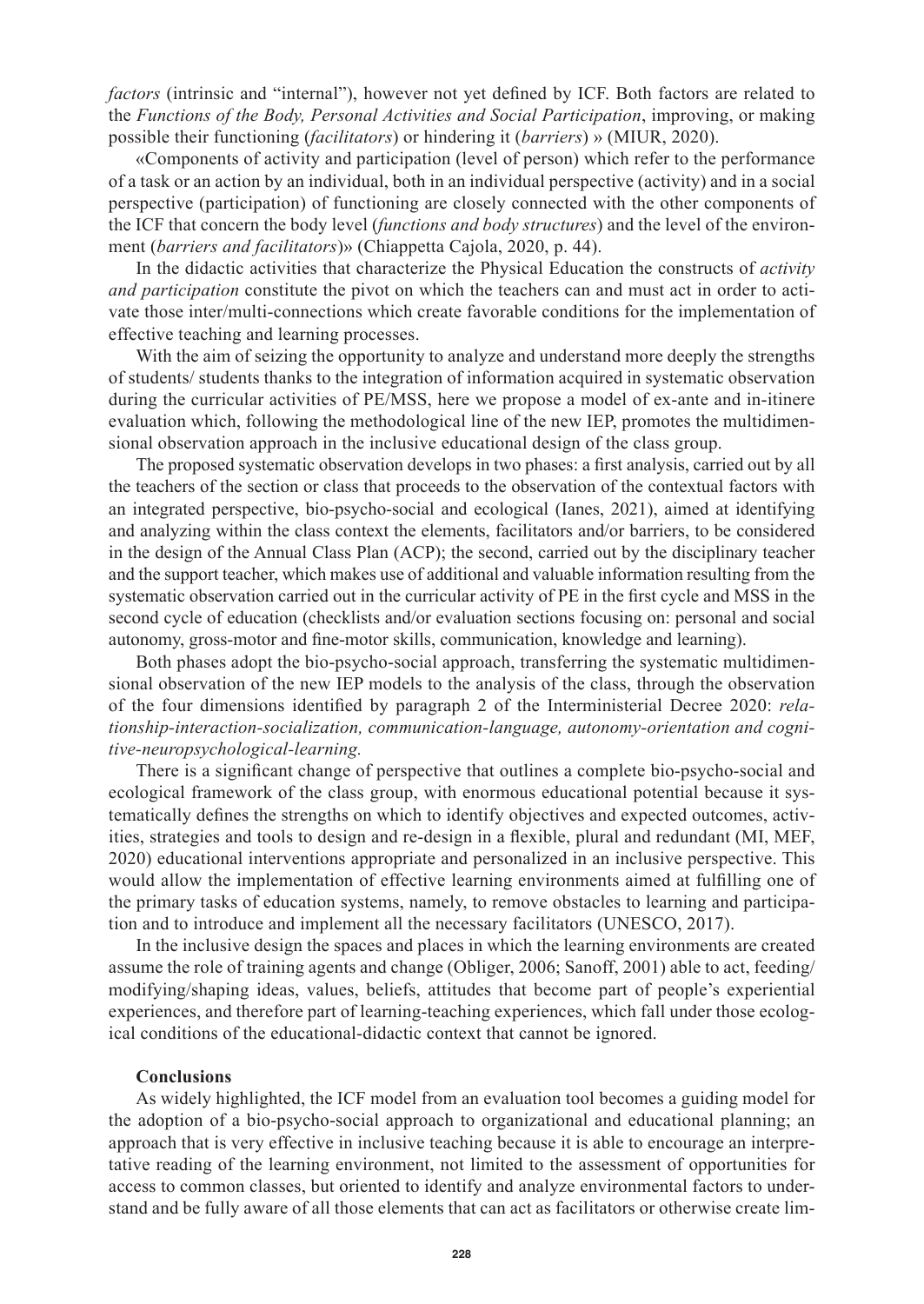*factors* (intrinsic and "internal"), however not yet defined by ICF. Both factors are related to the *Functions of the Body, Personal Activities and Social Participation*, improving, or making possible their functioning (*facilitators*) or hindering it (*barriers*) » (MIUR, 2020).

«Components of activity and participation (level of person) which refer to the performance of a task or an action by an individual, both in an individual perspective (activity) and in a social perspective (participation) of functioning are closely connected with the other components of the ICF that concern the body level (*functions and body structures*) and the level of the environment (*barriers and facilitators*)» (Chiappetta Cajola, 2020, p. 44).

In the didactic activities that characterize the Physical Education the constructs of *activity and participation* constitute the pivot on which the teachers can and must act in order to activate those inter/multi-connections which create favorable conditions for the implementation of effective teaching and learning processes.

With the aim of seizing the opportunity to analyze and understand more deeply the strengths of students/ students thanks to the integration of information acquired in systematic observation during the curricular activities of PE/MSS, here we propose a model of ex-ante and in-itinere evaluation which, following the methodological line of the new IEP, promotes the multidimensional observation approach in the inclusive educational design of the class group.

The proposed systematic observation develops in two phases: a first analysis, carried out by all the teachers of the section or class that proceeds to the observation of the contextual factors with an integrated perspective, bio-psycho-social and ecological (Ianes, 2021), aimed at identifying and analyzing within the class context the elements, facilitators and/or barriers, to be considered in the design of the Annual Class Plan (ACP); the second, carried out by the disciplinary teacher and the support teacher, which makes use of additional and valuable information resulting from the systematic observation carried out in the curricular activity of PE in the first cycle and MSS in the second cycle of education (checklists and/or evaluation sections focusing on: personal and social autonomy, gross-motor and fine-motor skills, communication, knowledge and learning).

Both phases adopt the bio-psycho-social approach, transferring the systematic multidimensional observation of the new IEP models to the analysis of the class, through the observation of the four dimensions identified by paragraph 2 of the Interministerial Decree 2020: *relationship-interaction-socialization, communication-language, autonomy-orientation and cognitive-neuropsychological-learning.*

There is a significant change of perspective that outlines a complete bio-psycho-social and ecological framework of the class group, with enormous educational potential because it systematically defines the strengths on which to identify objectives and expected outcomes, activities, strategies and tools to design and re-design in a flexible, plural and redundant (MI, MEF, 2020) educational interventions appropriate and personalized in an inclusive perspective. This would allow the implementation of effective learning environments aimed at fulfilling one of the primary tasks of education systems, namely, to remove obstacles to learning and participation and to introduce and implement all the necessary facilitators (UNESCO, 2017).

In the inclusive design the spaces and places in which the learning environments are created assume the role of training agents and change (Obliger, 2006; Sanoff, 2001) able to act, feeding/modifying/shaping ideas, values, beliefs, attitudes that become part of people's experiential experiences, and therefore part of learning-teaching experiences, which fall under those ecological conditions of the educational-didactic context that cannot be ignored.

## Conclusions

As widely highlighted, the ICF model from an evaluation tool becomes a guiding model for the adoption of a bio-psycho-social approach to organizational and educational planning; an approach that is very effective in inclusive teaching because it is able to encourage an interpretative reading of the learning environment, not limited to the assessment of opportunities for access to common classes, but oriented to identify and analyze environmental factors to understand and be fully aware of all those elements that can act as facilitators or otherwise create lim-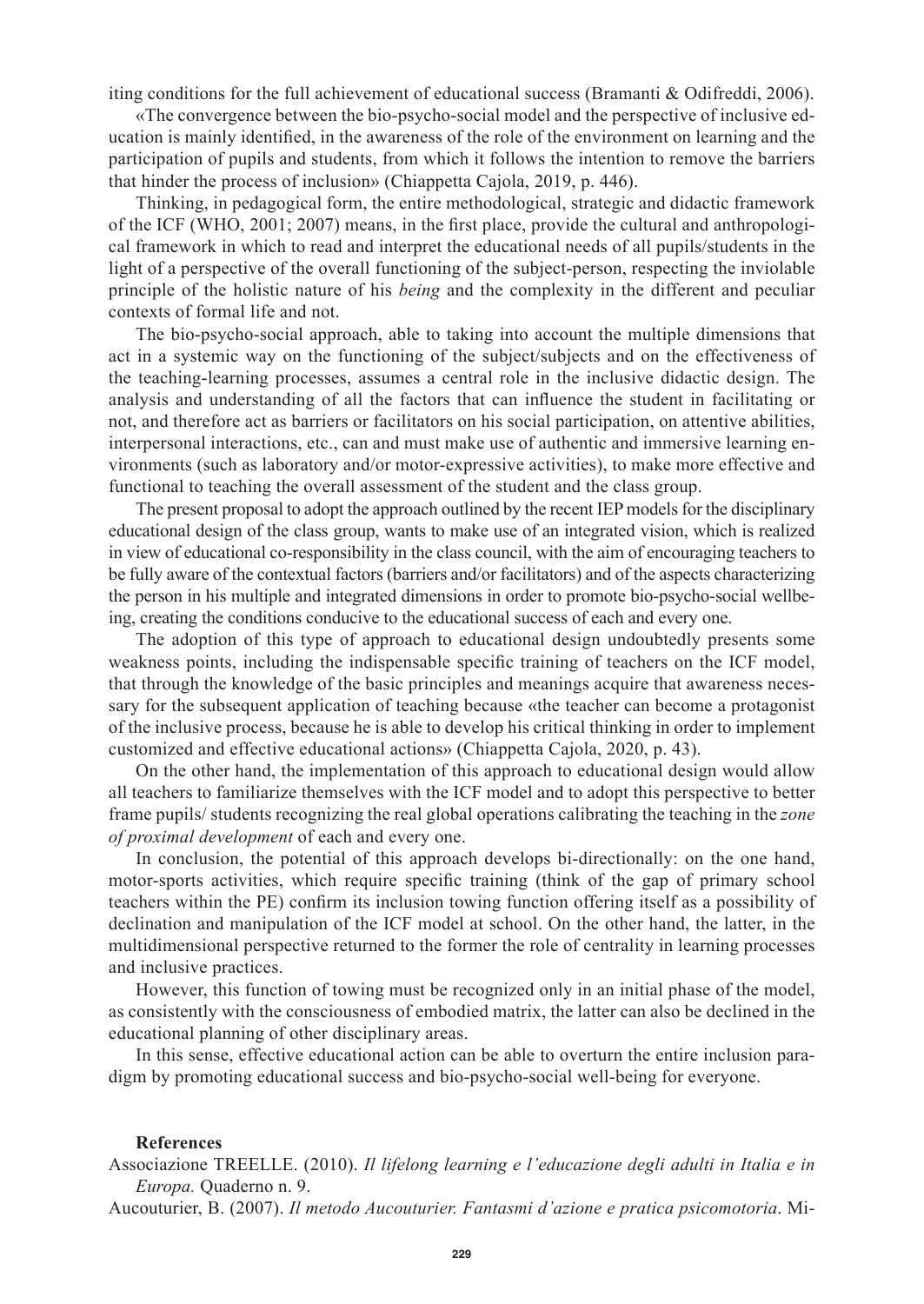iting conditions for the full achievement of educational success (Bramanti & Odifreddi, 2006).

«The convergence between the bio-psycho-social model and the perspective of inclusive education is mainly identified, in the awareness of the role of the environment on learning and the participation of pupils and students, from which it follows the intention to remove the barriers that hinder the process of inclusion» (Chiappetta Cajola, 2019, p. 446).

Thinking, in pedagogical form, the entire methodological, strategic and didactic framework of the ICF (WHO, 2001; 2007) means, in the first place, provide the cultural and anthropological framework in which to read and interpret the educational needs of all pupils/students in the light of a perspective of the overall functioning of the subject-person, respecting the inviolable principle of the holistic nature of his *being* and the complexity in the different and peculiar contexts of formal life and not.

The bio-psycho-social approach, able to taking into account the multiple dimensions that act in a systemic way on the functioning of the subject/subjects and on the effectiveness of the teaching-learning processes, assumes a central role in the inclusive didactic design. The analysis and understanding of all the factors that can influence the student in facilitating or not, and therefore act as barriers or facilitators on his social participation, on attentive abilities, interpersonal interactions, etc., can and must make use of authentic and immersive learning environments (such as laboratory and/or motor-expressive activities), to make more effective and functional to teaching the overall assessment of the student and the class group.

The present proposal to adopt the approach outlined by the recent IEP models for the disciplinary educational design of the class group, wants to make use of an integrated vision, which is realized in view of educational co-responsibility in the class council, with the aim of encouraging teachers to be fully aware of the contextual factors (barriers and/or facilitators) and of the aspects characterizing the person in his multiple and integrated dimensions in order to promote bio-psycho-social wellbeing, creating the conditions conducive to the educational success of each and every one.

The adoption of this type of approach to educational design undoubtedly presents some weakness points, including the indispensable specific training of teachers on the ICF model, that through the knowledge of the basic principles and meanings acquire that awareness necessary for the subsequent application of teaching because «the teacher can become a protagonist of the inclusive process, because he is able to develop his critical thinking in order to implement customized and effective educational actions» (Chiappetta Cajola, 2020, p. 43).

On the other hand, the implementation of this approach to educational design would allow all teachers to familiarize themselves with the ICF model and to adopt this perspective to better frame pupils/ students recognizing the real global operations calibrating the teaching in the *zone of proximal development* of each and every one.

In conclusion, the potential of this approach develops bi-directionally: on the one hand, motor-sports activities, which require specific training (think of the gap of primary school teachers within the PE) confirm its inclusion towing function offering itself as a possibility of declination and manipulation of the ICF model at school. On the other hand, the latter, in the multidimensional perspective returned to the former the role of centrality in learning processes and inclusive practices.

However, this function of towing must be recognized only in an initial phase of the model, as consistently with the consciousness of embodied matrix, the latter can also be declined in the educational planning of other disciplinary areas.

In this sense, effective educational action can be able to overturn the entire inclusion paradigm by promoting educational success and bio-psycho-social well-being for everyone.

## References

Associazione TREELLE. (2010). *Il lifelong learning e l'educazione degli adulti in Italia e in Europa.* Quaderno n. 9.

Aucouturier, B. (2007). *Il metodo Aucouturier. Fantasmi d'azione e pratica psicomotoria*. Mi-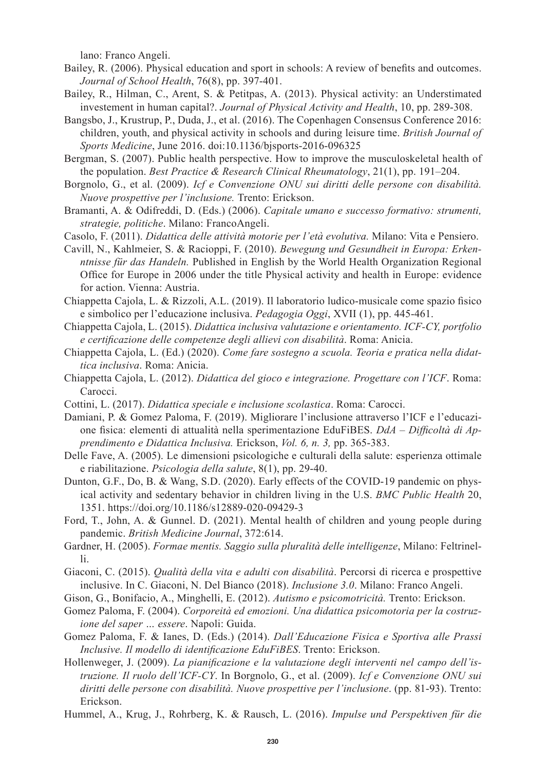lano: Franco Angeli.

Bailey, R. (2006). Physical education and sport in schools: A review of benefits and outcomes. *Journal of School Health*, 76(8), pp. 397-401.

Bailey, R., Hilman, C., Arent, S. & Petitpas, A. (2013). Physical activity: an Understimated investement in human capital?. *Journal of Physical Activity and Health*, 10, pp. 289-308.

Bangsbo, J., Krustrup, P., Duda, J., et al. (2016). The Copenhagen Consensus Conference 2016: children, youth, and physical activity in schools and during leisure time. *British Journal of Sports Medicine*, June 2016. doi:10.1136/bjsports-2016-096325

Bergman, S. (2007). Public health perspective. How to improve the musculoskeletal health of the population. *Best Practice & Research Clinical Rheumatology*, 21(1), pp. 191–204.

Borgnolo, G., et al. (2009). *Icf e Convenzione ONU sui diritti delle persone con disabilità. Nuove prospettive per l'inclusione.* Trento: Erickson.

Bramanti, A. & Odifreddi, D. (Eds.) (2006). *Capitale umano e successo formativo: strumenti, strategie, politiche*. Milano: FrancoAngeli.

Casolo, F. (2011). *Didattica delle attività motorie per l'età evolutiva.* Milano: Vita e Pensiero.

Cavill, N., Kahlmeier, S. & Racioppi, F. (2010). *Bewegung und Gesundheit in Europa: Erkenntnisse für das Handeln.* Published in English by the World Health Organization Regional Office for Europe in 2006 under the title Physical activity and health in Europe: evidence for action. Vienna: Austria.

Chiappetta Cajola, L. & Rizzoli, A.L. (2019). Il laboratorio ludico-musicale come spazio fisico e simbolico per l'educazione inclusiva. *Pedagogia Oggi*, XVII (1), pp. 445-461.

Chiappetta Cajola, L. (2015). *Didattica inclusiva valutazione e orientamento. ICF-CY, portfolio e certificazione delle competenze degli allievi con disabilità*. Roma: Anicia.

Chiappetta Cajola, L. (Ed.) (2020). *Come fare sostegno a scuola. Teoria e pratica nella didattica inclusiva*. Roma: Anicia.

Chiappetta Cajola, L. (2012). *Didattica del gioco e integrazione. Progettare con l'ICF*. Roma: Carocci.

Cottini, L. (2017). *Didattica speciale e inclusione scolastica*. Roma: Carocci.

Damiani, P. & Gomez Paloma, F. (2019). Migliorare l'inclusione attraverso l'ICF e l'educazione fisica: elementi di attualità nella sperimentazione EduFiBES. *DdA – Difficoltà di Apprendimento e Didattica Inclusiva.* Erickson, *Vol. 6, n. 3,* pp. 365-383.

Delle Fave, A. (2005). Le dimensioni psicologiche e culturali della salute: esperienza ottimale e riabilitazione. *Psicologia della salute*, 8(1), pp. 29-40.

Dunton, G.F., Do, B. & Wang, S.D. (2020). Early effects of the COVID-19 pandemic on physical activity and sedentary behavior in children living in the U.S. *BMC Public Health* 20, 1351. https://doi.org/10.1186/s12889-020-09429-3

Ford, T., John, A. & Gunnel. D. (2021). Mental health of children and young people during pandemic. *British Medicine Journal*, 372:614.

Gardner, H. (2005). *Formae mentis. Saggio sulla pluralità delle intelligenze*, Milano: Feltrinelli.

Giaconi, C. (2015). *Qualità della vita e adulti con disabilità*. Percorsi di ricerca e prospettive inclusive. In C. Giaconi, N. Del Bianco (2018). *Inclusione 3.0*. Milano: Franco Angeli.

Gison, G., Bonifacio, A., Minghelli, E. (2012). *Autismo e psicomotricità.* Trento: Erickson.

Gomez Paloma, F. (2004). *Corporeità ed emozioni. Una didattica psicomotoria per la costruzione del saper … essere*. Napoli: Guida.

Gomez Paloma, F. & Ianes, D. (Eds.) (2014). *Dall'Educazione Fisica e Sportiva alle Prassi Inclusive. Il modello di identificazione EduFiBES*. Trento: Erickson.

Hollenweger, J. (2009). *La pianificazione e la valutazione degli interventi nel campo dell'istruzione. Il ruolo dell'ICF-CY*. In Borgnolo, G., et al. (2009). *Icf e Convenzione ONU sui diritti delle persone con disabilità. Nuove prospettive per l'inclusione*. (pp. 81-93). Trento: Erickson.

Hummel, A., Krug, J., Rohrberg, K. & Rausch, L. (2016). *Impulse und Perspektiven für die*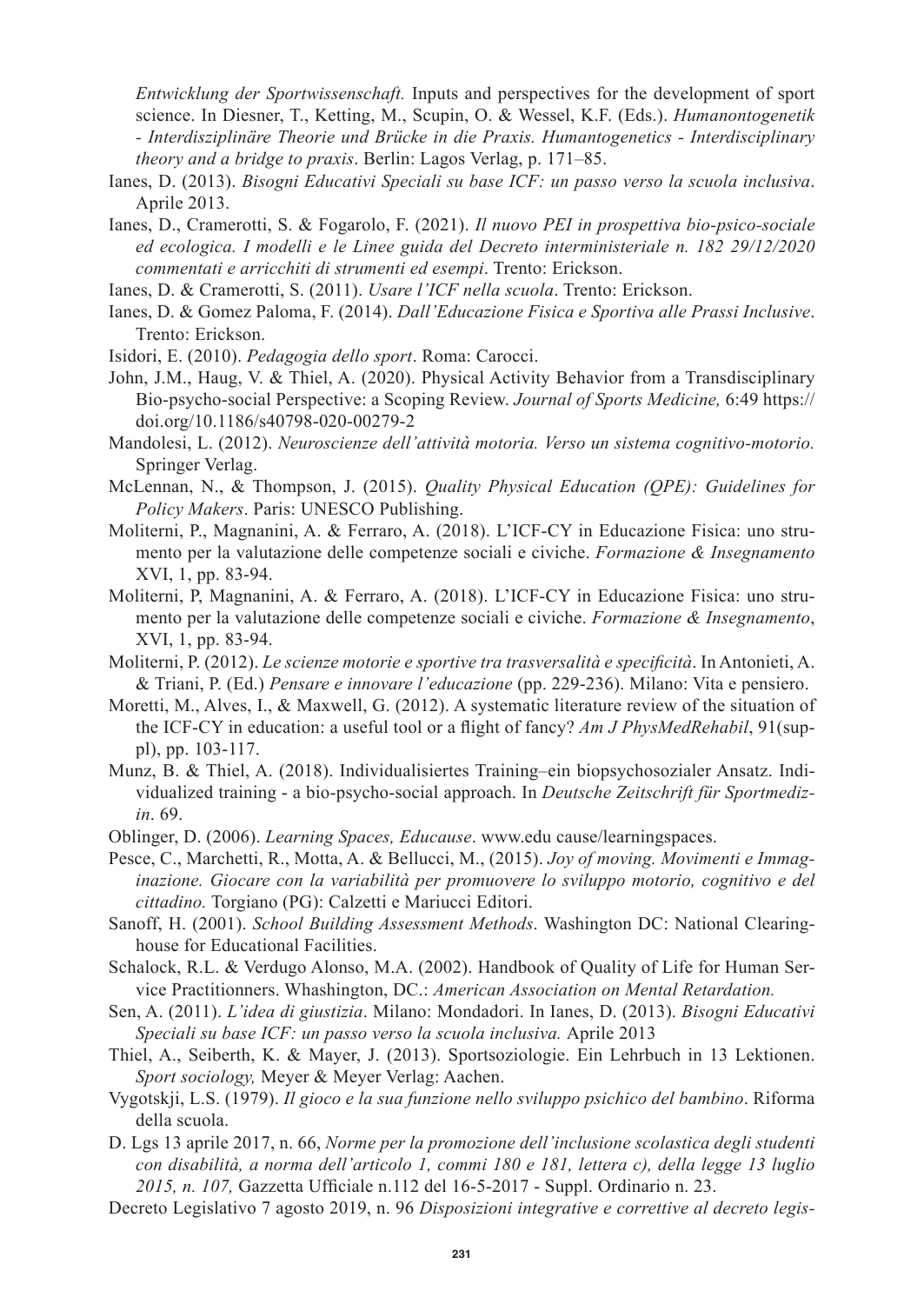*Entwicklung der Sportwissenschaft.* Inputs and perspectives for the development of sport science. In Diesner, T., Ketting, M., Scupin, O. & Wessel, K.F. (Eds.). *Humanontogenetik - Interdisziplinäre Theorie und Brücke in die Praxis. Humantogenetics - Interdisciplinary theory and a bridge to praxis*. Berlin: Lagos Verlag, p. 171–85.

Ianes, D. (2013). *Bisogni Educativi Speciali su base ICF: un passo verso la scuola inclusiva*. Aprile 2013.

Ianes, D., Cramerotti, S. & Fogarolo, F. (2021). *Il nuovo PEI in prospettiva bio-psico-sociale ed ecologica. I modelli e le Linee guida del Decreto interministeriale n. 182 29/12/2020 commentati e arricchiti di strumenti ed esempi*. Trento: Erickson.

Ianes, D. & Cramerotti, S. (2011). *Usare l'ICF nella scuola*. Trento: Erickson.

Ianes, D. & Gomez Paloma, F. (2014). *Dall'Educazione Fisica e Sportiva alle Prassi Inclusive*. Trento: Erickson.

Isidori, E. (2010). *Pedagogia dello sport*. Roma: Carocci.

John, J.M., Haug, V. & Thiel, A. (2020). Physical Activity Behavior from a Transdisciplinary Bio-psycho-social Perspective: a Scoping Review. *Journal of Sports Medicine,* 6:49 https://doi.org/10.1186/s40798-020-00279-2

Mandolesi, L. (2012). *Neuroscienze dell'attività motoria. Verso un sistema cognitivo-motorio.* Springer Verlag.

McLennan, N., & Thompson, J. (2015). *Quality Physical Education (QPE): Guidelines for Policy Makers*. Paris: UNESCO Publishing.

Moliterni, P., Magnanini, A. & Ferraro, A. (2018). L'ICF-CY in Educazione Fisica: uno strumento per la valutazione delle competenze sociali e civiche. *Formazione & Insegnamento* XVI, 1, pp. 83-94.

Moliterni, P, Magnanini, A. & Ferraro, A. (2018). L'ICF-CY in Educazione Fisica: uno strumento per la valutazione delle competenze sociali e civiche. *Formazione & Insegnamento*, XVI, 1, pp. 83-94.

Moliterni, P. (2012). *Le scienze motorie e sportive tra trasversalità e specificità*. In Antonieti, A. & Triani, P. (Ed.) *Pensare e innovare l'educazione* (pp. 229-236). Milano: Vita e pensiero.

Moretti, M., Alves, I., & Maxwell, G. (2012). A systematic literature review of the situation of the ICF-CY in education: a useful tool or a flight of fancy? *Am J PhysMedRehabil*, 91(suppl), pp. 103-117.

Munz, B. & Thiel, A. (2018). Individualisiertes Training–ein biopsychosozialer Ansatz. Individualized training - a bio-psycho-social approach. In *Deutsche Zeitschrift für Sportmedizin*. 69.

Oblinger, D. (2006). *Learning Spaces, Educause*. www.edu cause/learningspaces.

Pesce, C., Marchetti, R., Motta, A. & Bellucci, M., (2015). *Joy of moving. Movimenti e Immaginazione. Giocare con la variabilità per promuovere lo sviluppo motorio, cognitivo e del cittadino.* Torgiano (PG): Calzetti e Mariucci Editori.

Sanoff, H. (2001). *School Building Assessment Methods*. Washington DC: National Clearinghouse for Educational Facilities.

Schalock, R.L. & Verdugo Alonso, M.A. (2002). Handbook of Quality of Life for Human Service Practitionners. Whashington, DC.: *American Association on Mental Retardation.*

Sen, A. (2011). *L'idea di giustizia*. Milano: Mondadori. In Ianes, D. (2013). *Bisogni Educativi Speciali su base ICF: un passo verso la scuola inclusiva.* Aprile 2013

Thiel, A., Seiberth, K. & Mayer, J. (2013). Sportsoziologie. Ein Lehrbuch in 13 Lektionen. *Sport sociology,* Meyer & Meyer Verlag: Aachen.

Vygotskji, L.S. (1979). *Il gioco e la sua funzione nello sviluppo psichico del bambino*. Riforma della scuola.

D. Lgs 13 aprile 2017, n. 66, *Norme per la promozione dell'inclusione scolastica degli studenti con disabilità, a norma dell'articolo 1, commi 180 e 181, lettera c), della legge 13 luglio 2015, n. 107,* Gazzetta Ufficiale n.112 del 16-5-2017 - Suppl. Ordinario n. 23.

Decreto Legislativo 7 agosto 2019, n. 96 *Disposizioni integrative e correttive al decreto legis-*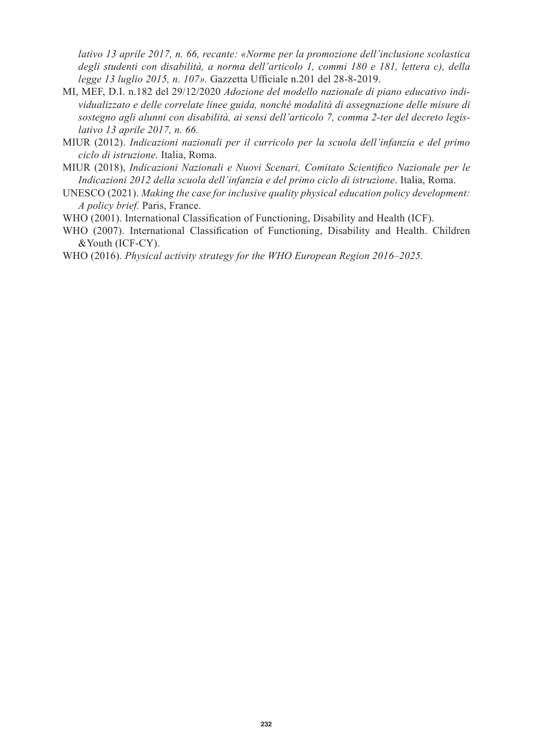*lativo 13 aprile 2017, n. 66, recante: «Norme per la promozione dell'inclusione scolastica degli studenti con disabilità, a norma dell'articolo 1, commi 180 e 181, lettera c), della legge 13 luglio 2015, n. 107».* Gazzetta Ufficiale n.201 del 28-8-2019.

MI, MEF, D.I. n.182 del 29/12/2020 *Adozione del modello nazionale di piano educativo individualizzato e delle correlate linee guida, nonché modalità di assegnazione delle misure di sostegno agli alunni con disabilità, ai sensi dell'articolo 7, comma 2-ter del decreto legislativo 13 aprile 2017, n. 66.*

MIUR (2012). *Indicazioni nazionali per il curricolo per la scuola dell'infanzia e del primo ciclo di istruzione.* Italia, Roma.

MIUR (2018), *Indicazioni Nazionali e Nuovi Scenari, Comitato Scientifico Nazionale per le Indicazioni 2012 della scuola dell'infanzia e del primo ciclo di istruzione*. Italia, Roma.

UNESCO (2021). *Making the case for inclusive quality physical education policy development: A policy brief.* Paris, France.

WHO (2001). International Classification of Functioning, Disability and Health (ICF).

WHO (2007). International Classification of Functioning, Disability and Health. Children &Youth (ICF-CY).

WHO (2016). *Physical activity strategy for the WHO European Region 2016–2025.*